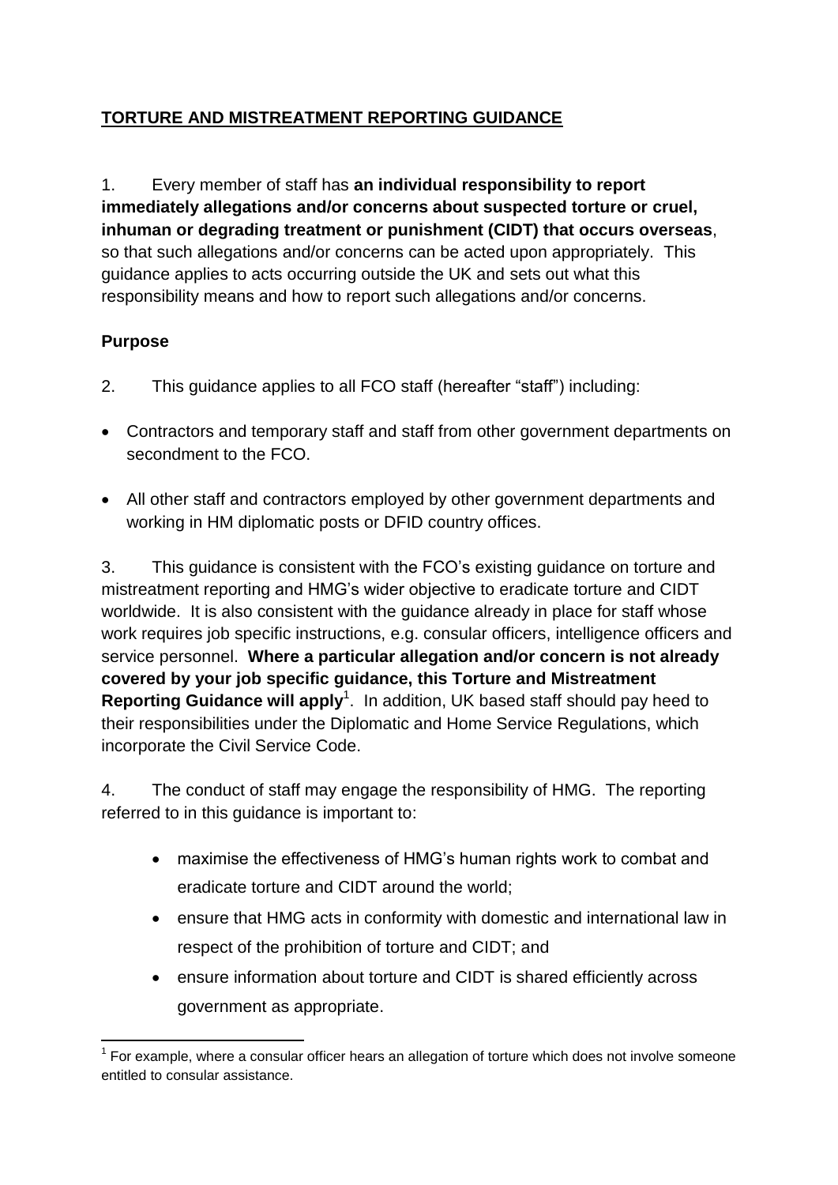# TORTURE AND MISTREATMENT REPORTING GUIDANCE

1. Every member of staff has **an individual responsibility to report immediately allegations and/or concerns about suspected torture or cruel, inhuman or degrading treatment or punishment (CIDT) that occurs overseas**, so that such allegations and/or concerns can be acted upon appropriately. This guidance applies to acts occurring outside the UK and sets out what this responsibility means and how to report such allegations and/or concerns.

## Purpose

2. This guidance applies to all FCO staff (hereafter "staff") including:

- Contractors and temporary staff and staff from other government departments on secondment to the FCO.
- All other staff and contractors employed by other government departments and working in HM diplomatic posts or DFID country offices.

3. This guidance is consistent with the FCO's existing guidance on torture and mistreatment reporting and HMG's wider objective to eradicate torture and CIDT worldwide. It is also consistent with the guidance already in place for staff whose work requires job specific instructions, e.g. consular officers, intelligence officers and service personnel. **Where a particular allegation and/or concern is not already covered by your job specific guidance, this Torture and Mistreatment Reporting Guidance will apply**[1]. In addition, UK based staff should pay heed to their responsibilities under the Diplomatic and Home Service Regulations, which incorporate the Civil Service Code.

4. The conduct of staff may engage the responsibility of HMG. The reporting referred to in this guidance is important to:

- maximise the effectiveness of HMG's human rights work to combat and eradicate torture and CIDT around the world;
- ensure that HMG acts in conformity with domestic and international law in respect of the prohibition of torture and CIDT; and
- ensure information about torture and CIDT is shared efficiently across government as appropriate.

[1] For example, where a consular officer hears an allegation of torture which does not involve someone entitled to consular assistance.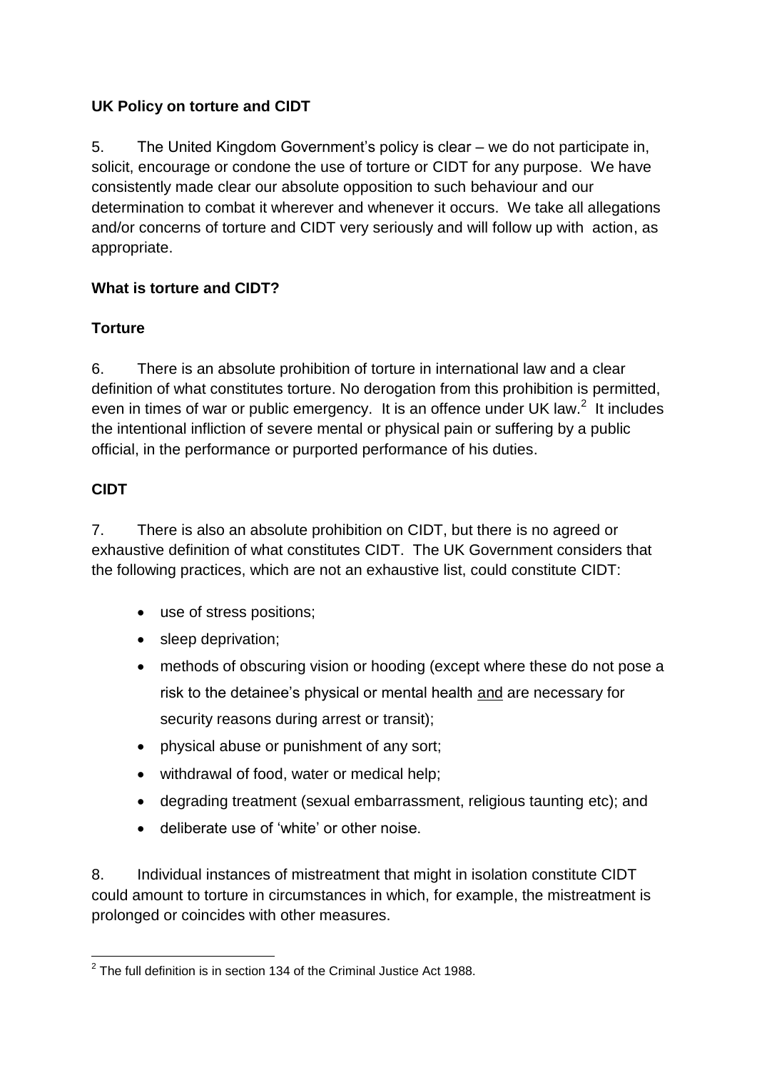## UK Policy on torture and CIDT

5. The United Kingdom Government's policy is clear – we do not participate in, solicit, encourage or condone the use of torture or CIDT for any purpose. We have consistently made clear our absolute opposition to such behaviour and our determination to combat it wherever and whenever it occurs. We take all allegations and/or concerns of torture and CIDT very seriously and will follow up with action, as appropriate.

## What is torture and CIDT?

### Torture

6. There is an absolute prohibition of torture in international law and a clear definition of what constitutes torture. No derogation from this prohibition is permitted, even in times of war or public emergency. It is an offence under UK law.[2] It includes the intentional infliction of severe mental or physical pain or suffering by a public official, in the performance or purported performance of his duties.

### CIDT

7. There is also an absolute prohibition on CIDT, but there is no agreed or exhaustive definition of what constitutes CIDT. The UK Government considers that the following practices, which are not an exhaustive list, could constitute CIDT:

- use of stress positions;
- sleep deprivation;
- methods of obscuring vision or hooding (except where these do not pose a risk to the detainee's physical or mental health <u>and</u> are necessary for security reasons during arrest or transit);
- physical abuse or punishment of any sort;
- withdrawal of food, water or medical help;
- degrading treatment (sexual embarrassment, religious taunting etc); and
- deliberate use of 'white' or other noise.

8. Individual instances of mistreatment that might in isolation constitute CIDT could amount to torture in circumstances in which, for example, the mistreatment is prolonged or coincides with other measures.

---

[2] The full definition is in section 134 of the Criminal Justice Act 1988.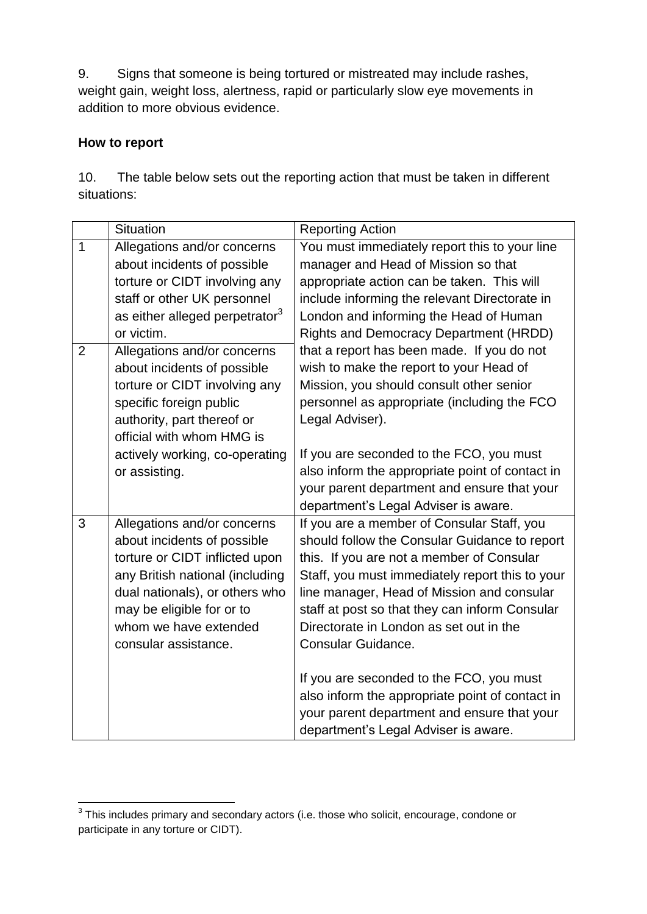9. Signs that someone is being tortured or mistreated may include rashes, weight gain, weight loss, alertness, rapid or particularly slow eye movements in addition to more obvious evidence.

**How to report**

10. The table below sets out the reporting action that must be taken in different situations:

| | Situation | Reporting Action |
|---|---|---|
| 1 | Allegations and/or concerns about incidents of possible torture or CIDT involving any staff or other UK personnel as either alleged perpetrator[3] or victim. | You must immediately report this to your line manager and Head of Mission so that appropriate action can be taken. This will include informing the relevant Directorate in London and informing the Head of Human Rights and Democracy Department (HRDD) that a report has been made. If you do not wish to make the report to your Head of Mission, you should consult other senior personnel as appropriate (including the FCO Legal Adviser). <br><br> If you are seconded to the FCO, you must also inform the appropriate point of contact in your parent department and ensure that your department's Legal Adviser is aware. |
| 2 | Allegations and/or concerns about incidents of possible torture or CIDT involving any specific foreign public authority, part thereof or official with whom HMG is actively working, co-operating or assisting. | |
| 3 | Allegations and/or concerns about incidents of possible torture or CIDT inflicted upon any British national (including dual nationals), or others who may be eligible for or to whom we have extended consular assistance. | If you are a member of Consular Staff, you should follow the Consular Guidance to report this. If you are not a member of Consular Staff, you must immediately report this to your line manager, Head of Mission and consular staff at post so that they can inform Consular Directorate in London as set out in the Consular Guidance. <br><br> If you are seconded to the FCO, you must also inform the appropriate point of contact in your parent department and ensure that your department's Legal Adviser is aware. |

[3] This includes primary and secondary actors (i.e. those who solicit, encourage, condone or participate in any torture or CIDT).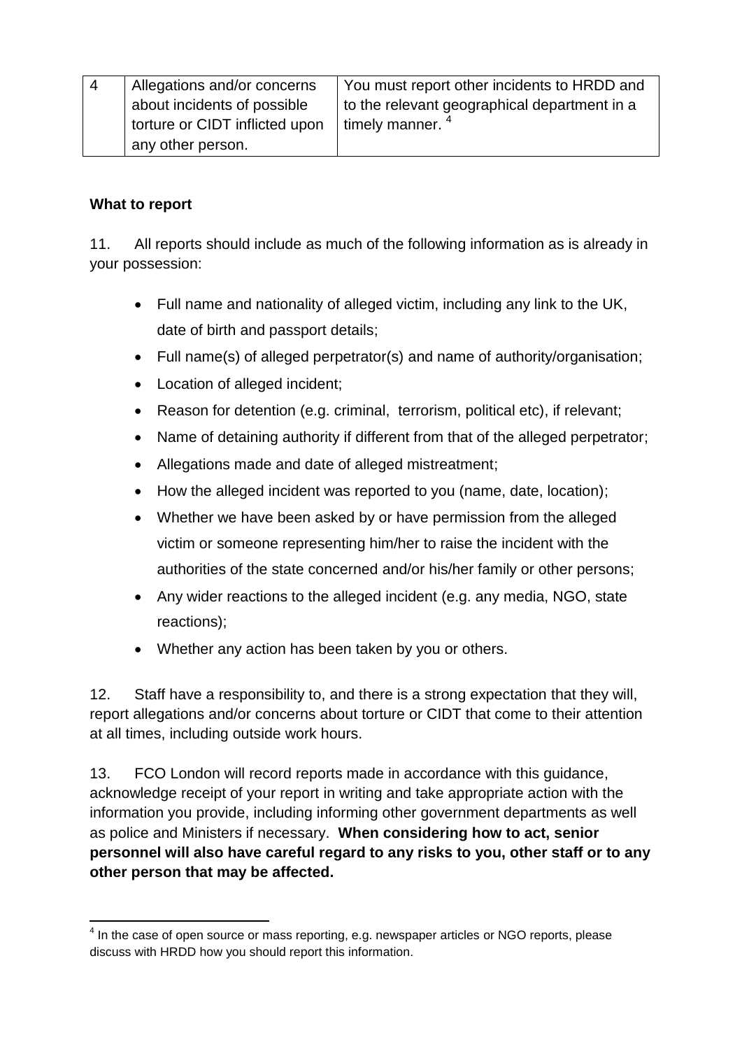| 4 | Allegations and/or concerns about incidents of possible torture or CIDT inflicted upon any other person. | You must report other incidents to HRDD and to the relevant geographical department in a timely manner. [4] |
|---|---|---|

**What to report**

11. All reports should include as much of the following information as is already in your possession:

- Full name and nationality of alleged victim, including any link to the UK, date of birth and passport details;
- Full name(s) of alleged perpetrator(s) and name of authority/organisation;
- Location of alleged incident;
- Reason for detention (e.g. criminal, terrorism, political etc), if relevant;
- Name of detaining authority if different from that of the alleged perpetrator;
- Allegations made and date of alleged mistreatment;
- How the alleged incident was reported to you (name, date, location);
- Whether we have been asked by or have permission from the alleged victim or someone representing him/her to raise the incident with the authorities of the state concerned and/or his/her family or other persons;
- Any wider reactions to the alleged incident (e.g. any media, NGO, state reactions);
- Whether any action has been taken by you or others.

12. Staff have a responsibility to, and there is a strong expectation that they will, report allegations and/or concerns about torture or CIDT that come to their attention at all times, including outside work hours.

13. FCO London will record reports made in accordance with this guidance, acknowledge receipt of your report in writing and take appropriate action with the information you provide, including informing other government departments as well as police and Ministers if necessary. **When considering how to act, senior personnel will also have careful regard to any risks to you, other staff or to any other person that may be affected.**

[4] In the case of open source or mass reporting, e.g. newspaper articles or NGO reports, please discuss with HRDD how you should report this information.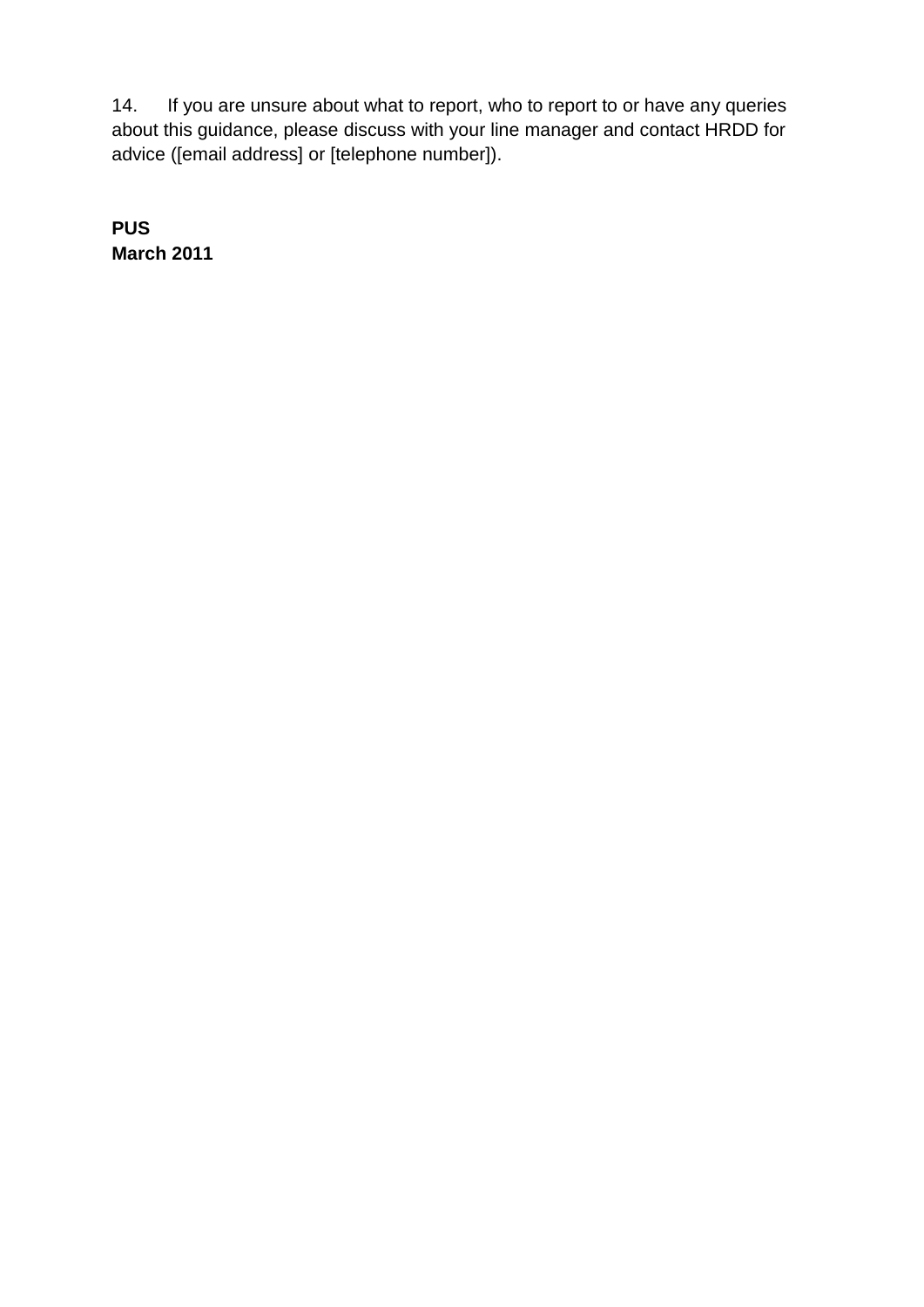14. If you are unsure about what to report, who to report to or have any queries about this guidance, please discuss with your line manager and contact HRDD for advice ([email address] or [telephone number]).

**PUS**
**March 2011**